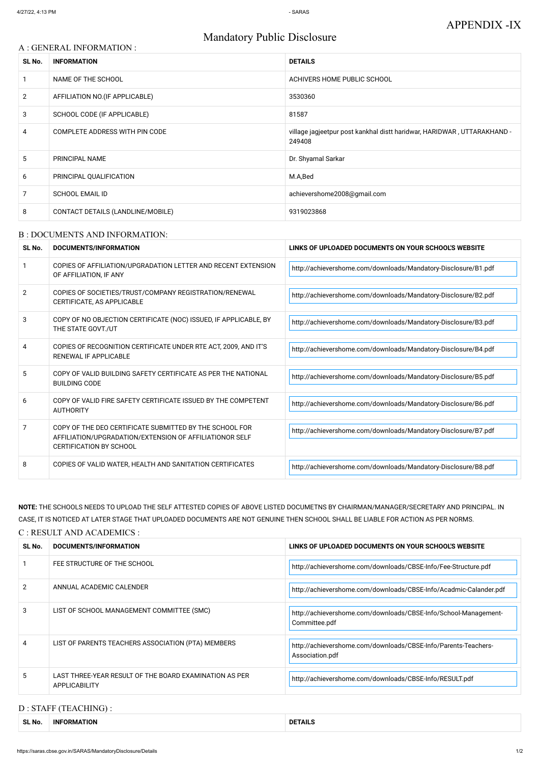APPENDIX -IX

# Mandatory Public Disclosure

## A : GENERAL INFORMATION :

| SL No. | INFORMATION | DETAILS |
|---|---|---|
| 1 | NAME OF THE SCHOOL | ACHIVERS HOME PUBLIC SCHOOL |
| 2 | AFFILIATION NO.(IF APPLICABLE) | 3530360 |
| 3 | SCHOOL CODE (IF APPLICABLE) | 81587 |
| 4 | COMPLETE ADDRESS WITH PIN CODE | village jagjeetpur post kankhal distt haridwar, HARIDWAR , UTTARAKHAND - 249408 |
| 5 | PRINCIPAL NAME | Dr. Shyamal Sarkar |
| 6 | PRINCIPAL QUALIFICATION | M.A,Bed |
| 7 | SCHOOL EMAIL ID | achievershome2008@gmail.com |
| 8 | CONTACT DETAILS (LANDLINE/MOBILE) | 9319023868 |

## B : DOCUMENTS AND INFORMATION:

| SL No. | DOCUMENTS/INFORMATION | LINKS OF UPLOADED DOCUMENTS ON YOUR SCHOOL'S WEBSITE |
|---|---|---|
| 1 | COPIES OF AFFILIATION/UPGRADATION LETTER AND RECENT EXTENSION OF AFFILIATION, IF ANY | http://achievershome.com/downloads/Mandatory-Disclosure/B1.pdf |
| 2 | COPIES OF SOCIETIES/TRUST/COMPANY REGISTRATION/RENEWAL CERTIFICATE, AS APPLICABLE | http://achievershome.com/downloads/Mandatory-Disclosure/B2.pdf |
| 3 | COPY OF NO OBJECTION CERTIFICATE (NOC) ISSUED, IF APPLICABLE, BY THE STATE GOVT./UT | http://achievershome.com/downloads/Mandatory-Disclosure/B3.pdf |
| 4 | COPIES OF RECOGNITION CERTIFICATE UNDER RTE ACT, 2009, AND IT'S RENEWAL IF APPLICABLE | http://achievershome.com/downloads/Mandatory-Disclosure/B4.pdf |
| 5 | COPY OF VALID BUILDING SAFETY CERTIFICATE AS PER THE NATIONAL BUILDING CODE | http://achievershome.com/downloads/Mandatory-Disclosure/B5.pdf |
| 6 | COPY OF VALID FIRE SAFETY CERTIFICATE ISSUED BY THE COMPETENT AUTHORITY | http://achievershome.com/downloads/Mandatory-Disclosure/B6.pdf |
| 7 | COPY OF THE DEO CERTIFICATE SUBMITTED BY THE SCHOOL FOR AFFILIATION/UPGRADATION/EXTENSION OF AFFILIATIONOR SELF CERTIFICATION BY SCHOOL | http://achievershome.com/downloads/Mandatory-Disclosure/B7.pdf |
| 8 | COPIES OF VALID WATER, HEALTH AND SANITATION CERTIFICATES | http://achievershome.com/downloads/Mandatory-Disclosure/B8.pdf |

**NOTE:** THE SCHOOLS NEEDS TO UPLOAD THE SELF ATTESTED COPIES OF ABOVE LISTED DOCUMETNS BY CHAIRMAN/MANAGER/SECRETARY AND PRINCIPAL. IN CASE, IT IS NOTICED AT LATER STAGE THAT UPLOADED DOCUMENTS ARE NOT GENUINE THEN SCHOOL SHALL BE LIABLE FOR ACTION AS PER NORMS.

## C : RESULT AND ACADEMICS :

| SL No. | DOCUMENTS/INFORMATION | LINKS OF UPLOADED DOCUMENTS ON YOUR SCHOOL'S WEBSITE |
|---|---|---|
| 1 | FEE STRUCTURE OF THE SCHOOL | http://achievershome.com/downloads/CBSE-Info/Fee-Structure.pdf |
| 2 | ANNUAL ACADEMIC CALENDER | http://achievershome.com/downloads/CBSE-Info/Acadmic-Calander.pdf |
| 3 | LIST OF SCHOOL MANAGEMENT COMMITTEE (SMC) | http://achievershome.com/downloads/CBSE-Info/School-Management-Committee.pdf |
| 4 | LIST OF PARENTS TEACHERS ASSOCIATION (PTA) MEMBERS | http://achievershome.com/downloads/CBSE-Info/Parents-Teachers-Association.pdf |
| 5 | LAST THREE-YEAR RESULT OF THE BOARD EXAMINATION AS PER APPLICABLITY | http://achievershome.com/downloads/CBSE-Info/RESULT.pdf |

## D : STAFF (TEACHING) :

| SL No. | INFORMATION | DETAILS |
|---|---|---|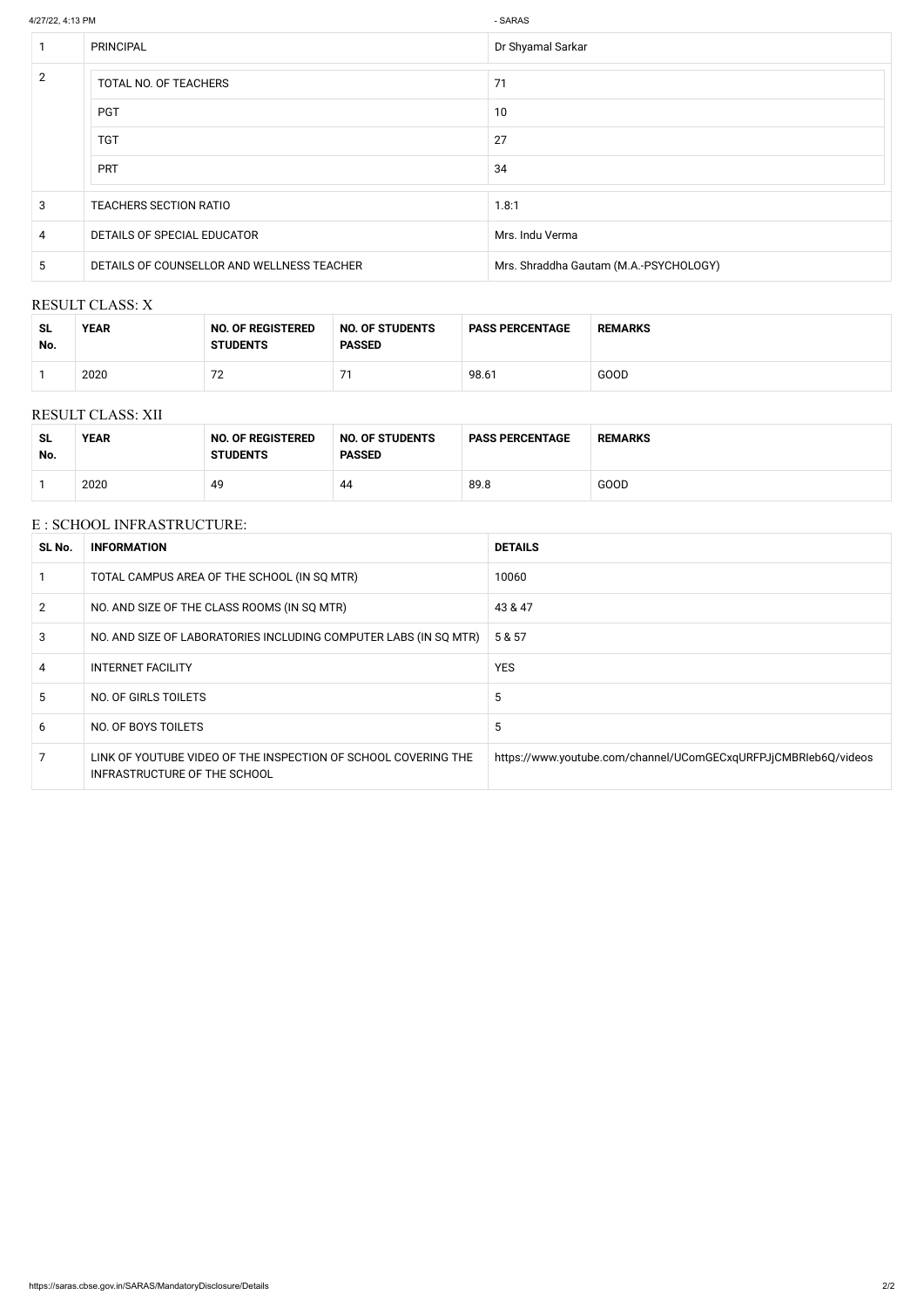| | | |
|---|---|---|
| 1 | PRINCIPAL | Dr Shyamal Sarkar |
| 2 | TOTAL NO. OF TEACHERS | 71 |
| | PGT | 10 |
| | TGT | 27 |
| | PRT | 34 |
| 3 | TEACHERS SECTION RATIO | 1.8:1 |
| 4 | DETAILS OF SPECIAL EDUCATOR | Mrs. Indu Verma |
| 5 | DETAILS OF COUNSELLOR AND WELLNESS TEACHER | Mrs. Shraddha Gautam (M.A.-PSYCHOLOGY) |

## RESULT CLASS: X

| SL No. | YEAR | NO. OF REGISTERED STUDENTS | NO. OF STUDENTS PASSED | PASS PERCENTAGE | REMARKS |
|---|---|---|---|---|---|
| 1 | 2020 | 72 | 71 | 98.61 | GOOD |

## RESULT CLASS: XII

| SL No. | YEAR | NO. OF REGISTERED STUDENTS | NO. OF STUDENTS PASSED | PASS PERCENTAGE | REMARKS |
|---|---|---|---|---|---|
| 1 | 2020 | 49 | 44 | 89.8 | GOOD |

## E : SCHOOL INFRASTRUCTURE:

| SL No. | INFORMATION | DETAILS |
|---|---|---|
| 1 | TOTAL CAMPUS AREA OF THE SCHOOL (IN SQ MTR) | 10060 |
| 2 | NO. AND SIZE OF THE CLASS ROOMS (IN SQ MTR) | 43 & 47 |
| 3 | NO. AND SIZE OF LABORATORIES INCLUDING COMPUTER LABS (IN SQ MTR) | 5 & 57 |
| 4 | INTERNET FACILITY | YES |
| 5 | NO. OF GIRLS TOILETS | 5 |
| 6 | NO. OF BOYS TOILETS | 5 |
| 7 | LINK OF YOUTUBE VIDEO OF THE INSPECTION OF SCHOOL COVERING THE INFRASTRUCTURE OF THE SCHOOL | https://www.youtube.com/channel/UComGECxqURFPJjCMBRIeb6Q/videos |